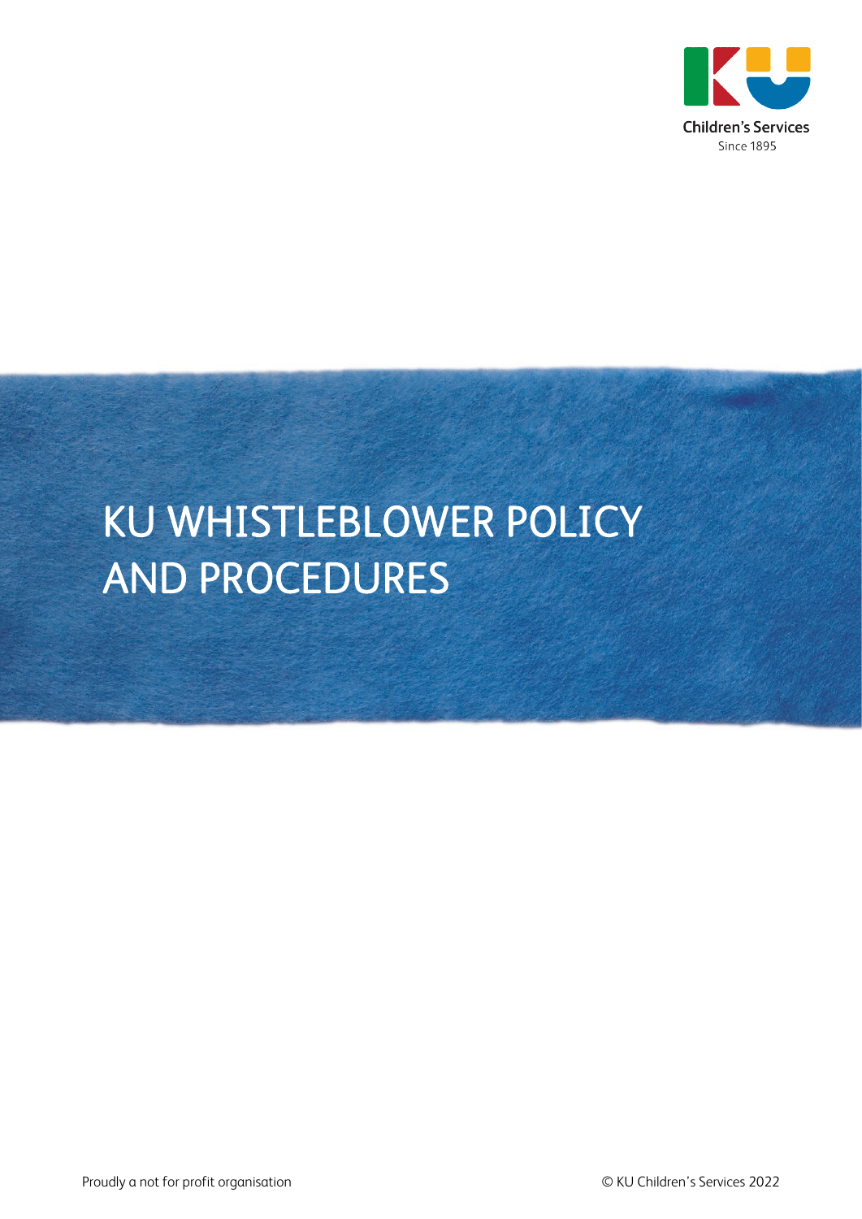KU Children's Services

Since 1895

# KU WHISTLEBLOWER POLICY AND PROCEDURES

Proudly a not for profit organisation

© KU Children's Services 2022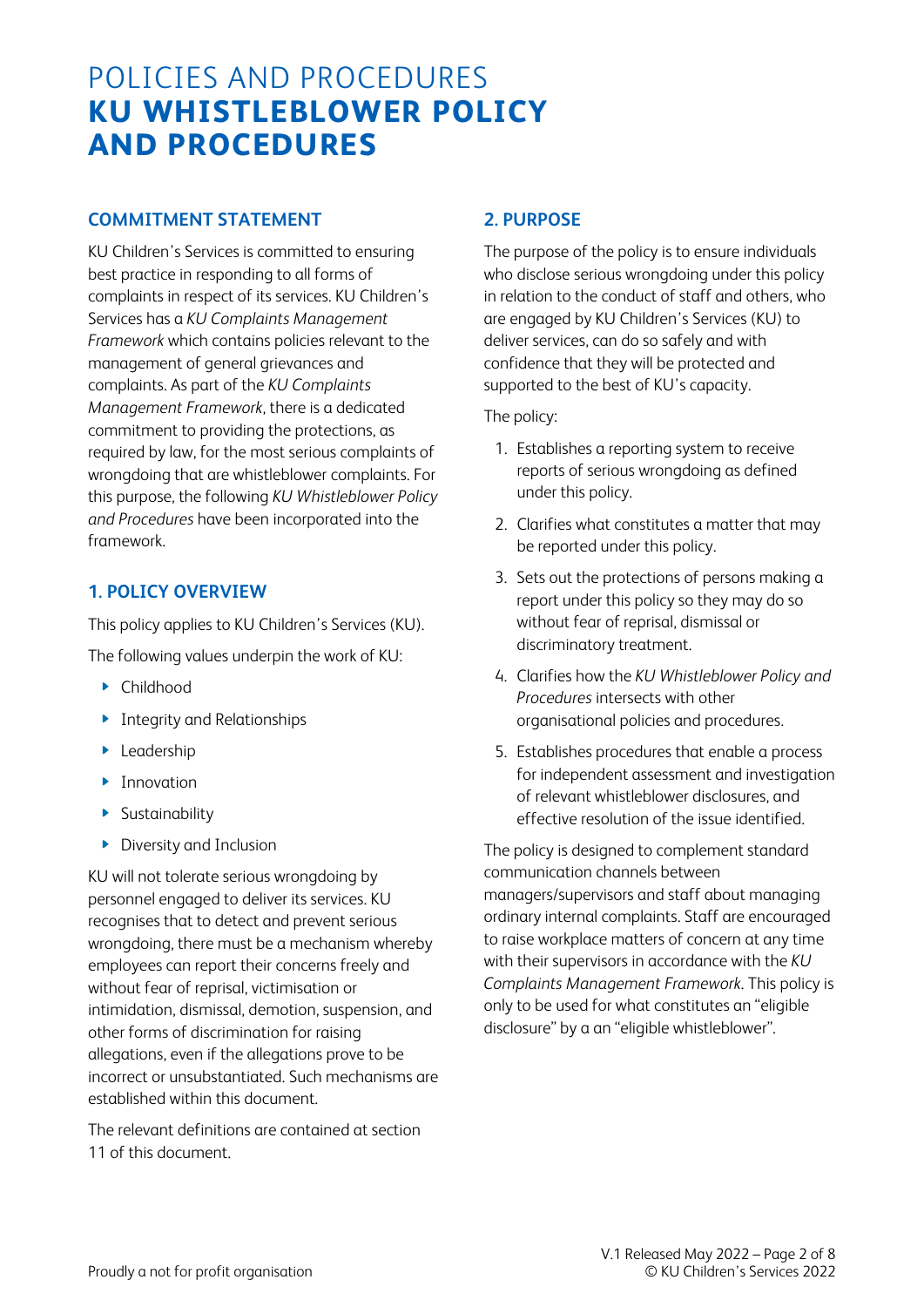# POLICIES AND PROCEDURES
# KU WHISTLEBLOWER POLICY AND PROCEDURES

## COMMITMENT STATEMENT

KU Children's Services is committed to ensuring best practice in responding to all forms of complaints in respect of its services. KU Children's Services has a *KU Complaints Management Framework* which contains policies relevant to the management of general grievances and complaints. As part of the *KU Complaints Management Framework*, there is a dedicated commitment to providing the protections, as required by law, for the most serious complaints of wrongdoing that are whistleblower complaints. For this purpose, the following *KU Whistleblower Policy and Procedures* have been incorporated into the framework.

## 1. POLICY OVERVIEW

This policy applies to KU Children's Services (KU).

The following values underpin the work of KU:

- Childhood
- Integrity and Relationships
- Leadership
- Innovation
- Sustainability
- Diversity and Inclusion

KU will not tolerate serious wrongdoing by personnel engaged to deliver its services. KU recognises that to detect and prevent serious wrongdoing, there must be a mechanism whereby employees can report their concerns freely and without fear of reprisal, victimisation or intimidation, dismissal, demotion, suspension, and other forms of discrimination for raising allegations, even if the allegations prove to be incorrect or unsubstantiated. Such mechanisms are established within this document.

The relevant definitions are contained at section 11 of this document.

## 2. PURPOSE

The purpose of the policy is to ensure individuals who disclose serious wrongdoing under this policy in relation to the conduct of staff and others, who are engaged by KU Children's Services (KU) to deliver services, can do so safely and with confidence that they will be protected and supported to the best of KU's capacity.

The policy:

1. Establishes a reporting system to receive reports of serious wrongdoing as defined under this policy.
2. Clarifies what constitutes a matter that may be reported under this policy.
3. Sets out the protections of persons making a report under this policy so they may do so without fear of reprisal, dismissal or discriminatory treatment.
4. Clarifies how the *KU Whistleblower Policy and Procedures* intersects with other organisational policies and procedures.
5. Establishes procedures that enable a process for independent assessment and investigation of relevant whistleblower disclosures, and effective resolution of the issue identified.

The policy is designed to complement standard communication channels between managers/supervisors and staff about managing ordinary internal complaints. Staff are encouraged to raise workplace matters of concern at any time with their supervisors in accordance with the *KU Complaints Management Framework*. This policy is only to be used for what constitutes an "eligible disclosure" by a an "eligible whistleblower".

Proudly a not for profit organisation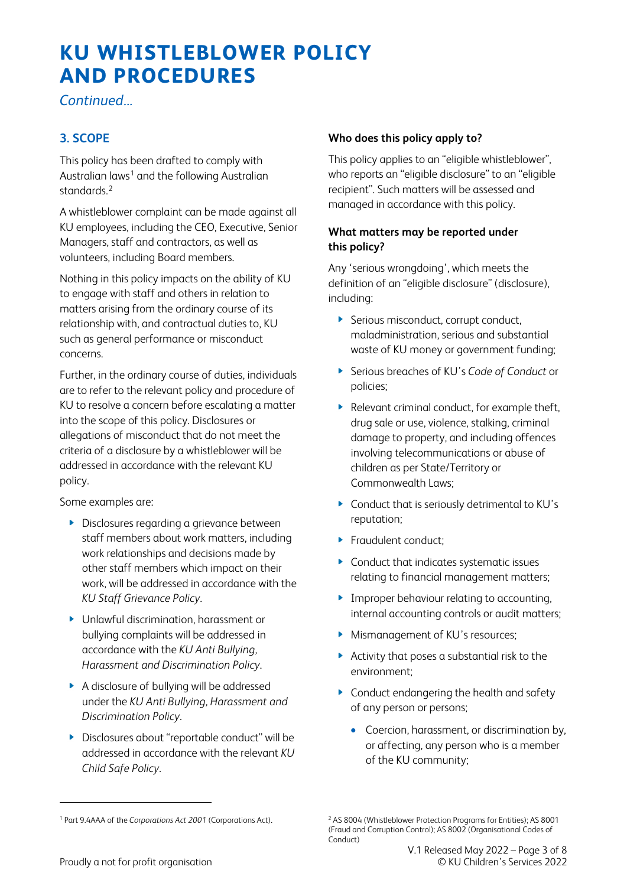# KU WHISTLEBLOWER POLICY AND PROCEDURES

*Continued…*

## 3. SCOPE

This policy has been drafted to comply with Australian laws[1] and the following Australian standards.[2]

A whistleblower complaint can be made against all KU employees, including the CEO, Executive, Senior Managers, staff and contractors, as well as volunteers, including Board members.

Nothing in this policy impacts on the ability of KU to engage with staff and others in relation to matters arising from the ordinary course of its relationship with, and contractual duties to, KU such as general performance or misconduct concerns.

Further, in the ordinary course of duties, individuals are to refer to the relevant policy and procedure of KU to resolve a concern before escalating a matter into the scope of this policy. Disclosures or allegations of misconduct that do not meet the criteria of a disclosure by a whistleblower will be addressed in accordance with the relevant KU policy.

Some examples are:

- Disclosures regarding a grievance between staff members about work matters, including work relationships and decisions made by other staff members which impact on their work, will be addressed in accordance with the *KU Staff Grievance Policy*.
- Unlawful discrimination, harassment or bullying complaints will be addressed in accordance with the *KU Anti Bullying, Harassment and Discrimination Policy*.
- A disclosure of bullying will be addressed under the *KU Anti Bullying, Harassment and Discrimination Policy*.
- Disclosures about "reportable conduct" will be addressed in accordance with the relevant *KU Child Safe Policy*.

### Who does this policy apply to?

This policy applies to an "eligible whistleblower", who reports an "eligible disclosure" to an "eligible recipient". Such matters will be assessed and managed in accordance with this policy.

### What matters may be reported under this policy?

Any 'serious wrongdoing', which meets the definition of an "eligible disclosure" (disclosure), including:

- Serious misconduct, corrupt conduct, maladministration, serious and substantial waste of KU money or government funding;
- Serious breaches of KU's *Code of Conduct* or policies;
- Relevant criminal conduct, for example theft, drug sale or use, violence, stalking, criminal damage to property, and including offences involving telecommunications or abuse of children as per State/Territory or Commonwealth Laws;
- Conduct that is seriously detrimental to KU's reputation;
- Fraudulent conduct;
- Conduct that indicates systematic issues relating to financial management matters;
- Improper behaviour relating to accounting, internal accounting controls or audit matters;
- Mismanagement of KU's resources;
- Activity that poses a substantial risk to the environment;
- Conduct endangering the health and safety of any person or persons;
    - Coercion, harassment, or discrimination by, or affecting, any person who is a member of the KU community;

---

[1] Part 9.4AAA of the *Corporations Act 2001* (Corporations Act).

[2] AS 8004 (Whistleblower Protection Programs for Entities); AS 8001 (Fraud and Corruption Control); AS 8002 (Organisational Codes of Conduct)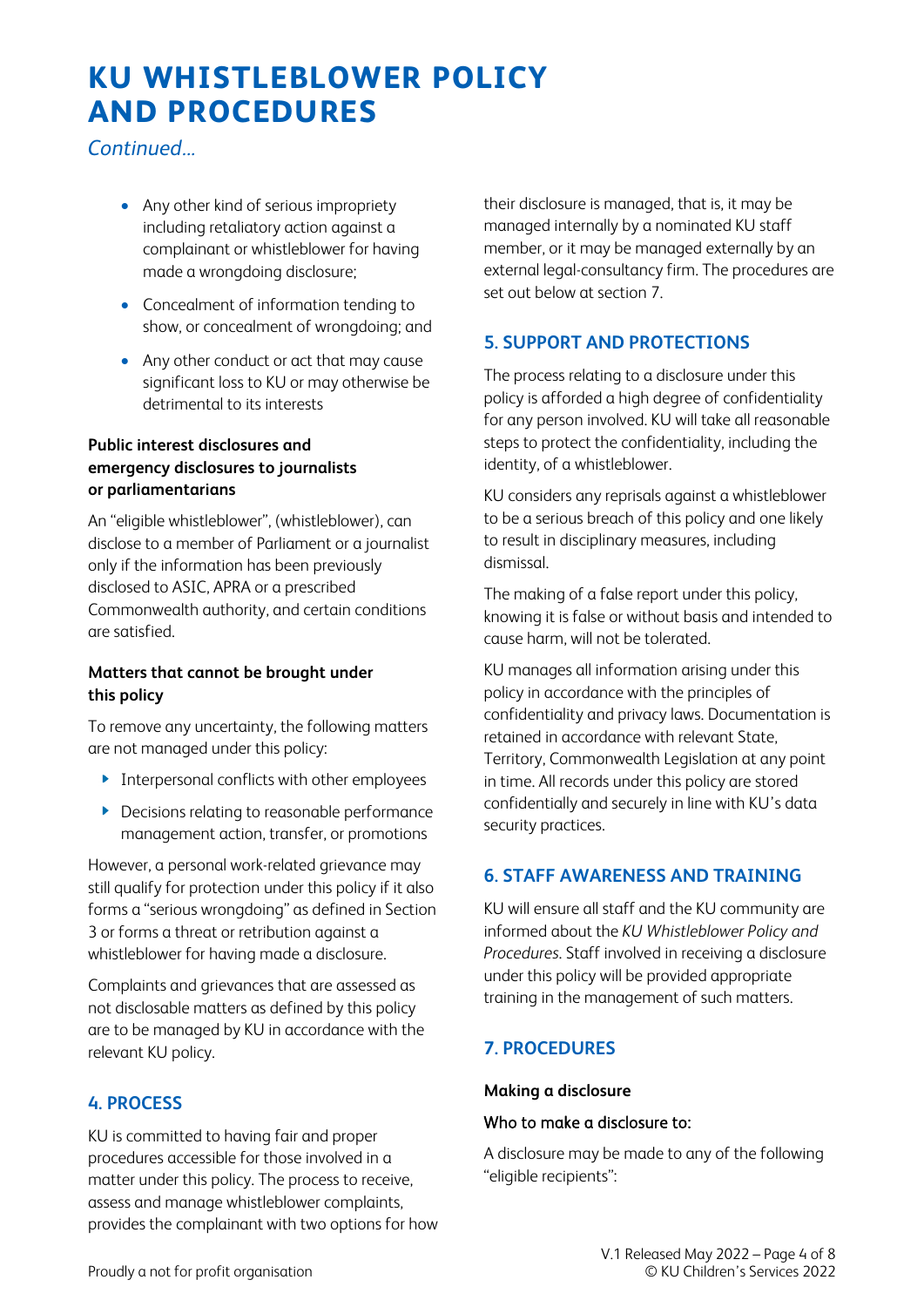# KU WHISTLEBLOWER POLICY AND PROCEDURES

*Continued...*

- Any other kind of serious impropriety including retaliatory action against a complainant or whistleblower for having made a wrongdoing disclosure;
- Concealment of information tending to show, or concealment of wrongdoing; and
- Any other conduct or act that may cause significant loss to KU or may otherwise be detrimental to its interests

**Public interest disclosures and emergency disclosures to journalists or parliamentarians**

An "eligible whistleblower", (whistleblower), can disclose to a member of Parliament or a journalist only if the information has been previously disclosed to ASIC, APRA or a prescribed Commonwealth authority, and certain conditions are satisfied.

**Matters that cannot be brought under this policy**

To remove any uncertainty, the following matters are not managed under this policy:

- Interpersonal conflicts with other employees
- Decisions relating to reasonable performance management action, transfer, or promotions

However, a personal work-related grievance may still qualify for protection under this policy if it also forms a "serious wrongdoing" as defined in Section 3 or forms a threat or retribution against a whistleblower for having made a disclosure.

Complaints and grievances that are assessed as not disclosable matters as defined by this policy are to be managed by KU in accordance with the relevant KU policy.

## 4. PROCESS

KU is committed to having fair and proper procedures accessible for those involved in a matter under this policy. The process to receive, assess and manage whistleblower complaints, provides the complainant with two options for how their disclosure is managed, that is, it may be managed internally by a nominated KU staff member, or it may be managed externally by an external legal-consultancy firm. The procedures are set out below at section 7.

## 5. SUPPORT AND PROTECTIONS

The process relating to a disclosure under this policy is afforded a high degree of confidentiality for any person involved. KU will take all reasonable steps to protect the confidentiality, including the identity, of a whistleblower.

KU considers any reprisals against a whistleblower to be a serious breach of this policy and one likely to result in disciplinary measures, including dismissal.

The making of a false report under this policy, knowing it is false or without basis and intended to cause harm, will not be tolerated.

KU manages all information arising under this policy in accordance with the principles of confidentiality and privacy laws. Documentation is retained in accordance with relevant State, Territory, Commonwealth Legislation at any point in time. All records under this policy are stored confidentially and securely in line with KU's data security practices.

## 6. STAFF AWARENESS AND TRAINING

KU will ensure all staff and the KU community are informed about the *KU Whistleblower Policy and Procedures*. Staff involved in receiving a disclosure under this policy will be provided appropriate training in the management of such matters.

## 7. PROCEDURES

**Making a disclosure**

Who to make a disclosure to:

A disclosure may be made to any of the following "eligible recipients":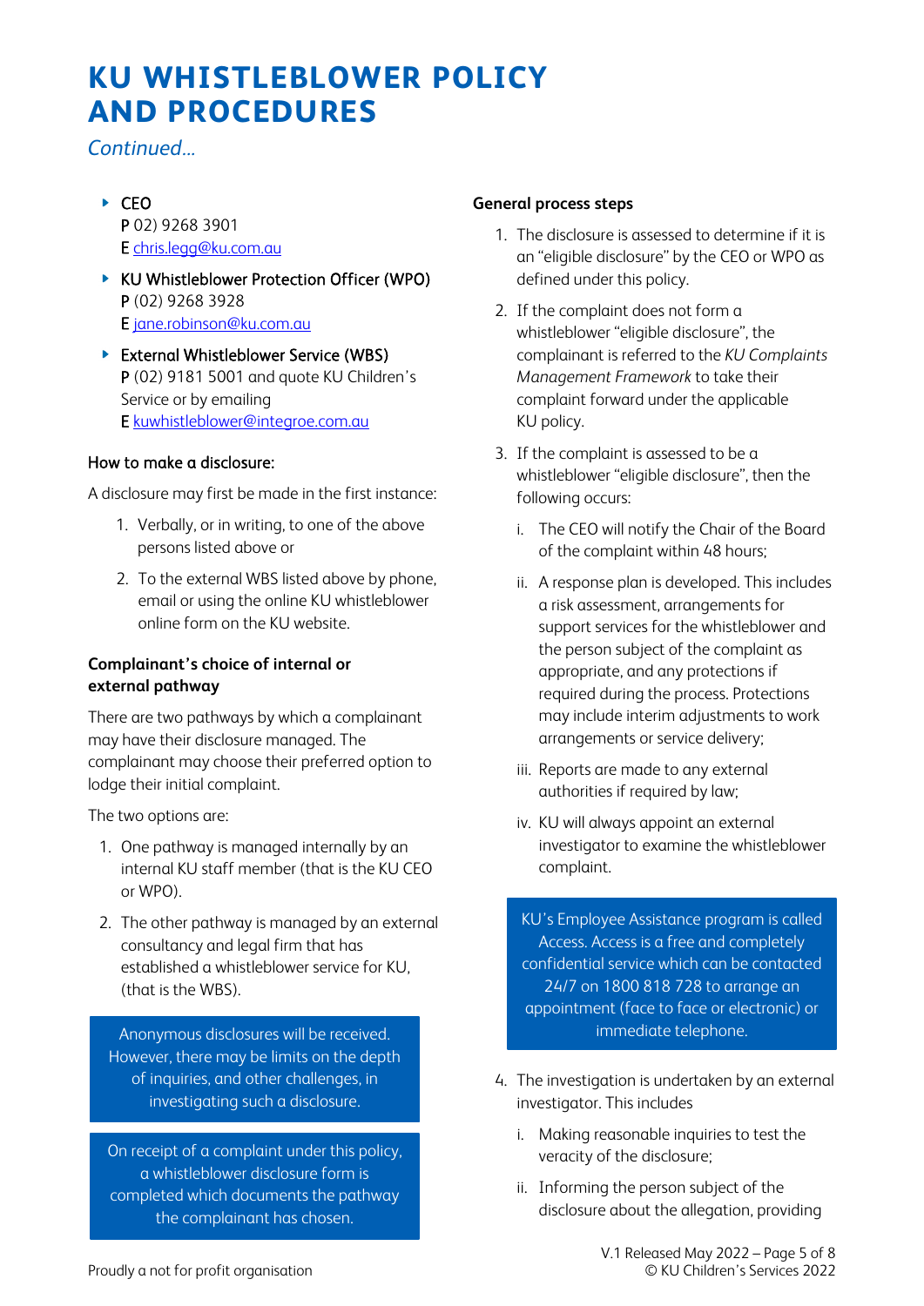# KU WHISTLEBLOWER POLICY AND PROCEDURES

*Continued...*

- CEO
  **P** 02) 9268 3901
  **E** chris.legg@ku.com.au
- KU Whistleblower Protection Officer (WPO)
  **P** (02) 9268 3928
  **E** jane.robinson@ku.com.au
- External Whistleblower Service (WBS)
  **P** (02) 9181 5001 and quote KU Children's Service or by emailing
  **E** kuwhistleblower@integroe.com.au

### How to make a disclosure:

A disclosure may first be made in the first instance:

1. Verbally, or in writing, to one of the above persons listed above or
2. To the external WBS listed above by phone, email or using the online KU whistleblower online form on the KU website.

### Complainant's choice of internal or external pathway

There are two pathways by which a complainant may have their disclosure managed. The complainant may choose their preferred option to lodge their initial complaint.

The two options are:

1. One pathway is managed internally by an internal KU staff member (that is the KU CEO or WPO).
2. The other pathway is managed by an external consultancy and legal firm that has established a whistleblower service for KU, (that is the WBS).

> Anonymous disclosures will be received. However, there may be limits on the depth of inquiries, and other challenges, in investigating such a disclosure.

> On receipt of a complaint under this policy, a whistleblower disclosure form is completed which documents the pathway the complainant has chosen.

### General process steps

1. The disclosure is assessed to determine if it is an "eligible disclosure" by the CEO or WPO as defined under this policy.
2. If the complaint does not form a whistleblower "eligible disclosure", the complainant is referred to the *KU Complaints Management Framework* to take their complaint forward under the applicable KU policy.
3. If the complaint is assessed to be a whistleblower "eligible disclosure", then the following occurs:
   i. The CEO will notify the Chair of the Board of the complaint within 48 hours;
   ii. A response plan is developed. This includes a risk assessment, arrangements for support services for the whistleblower and the person subject of the complaint as appropriate, and any protections if required during the process. Protections may include interim adjustments to work arrangements or service delivery;
   iii. Reports are made to any external authorities if required by law;
   iv. KU will always appoint an external investigator to examine the whistleblower complaint.

> KU's Employee Assistance program is called Access. Access is a free and completely confidential service which can be contacted 24/7 on 1800 818 728 to arrange an appointment (face to face or electronic) or immediate telephone.

4. The investigation is undertaken by an external investigator. This includes
   i. Making reasonable inquiries to test the veracity of the disclosure;
   ii. Informing the person subject of the disclosure about the allegation, providing

Proudly a not for profit organisation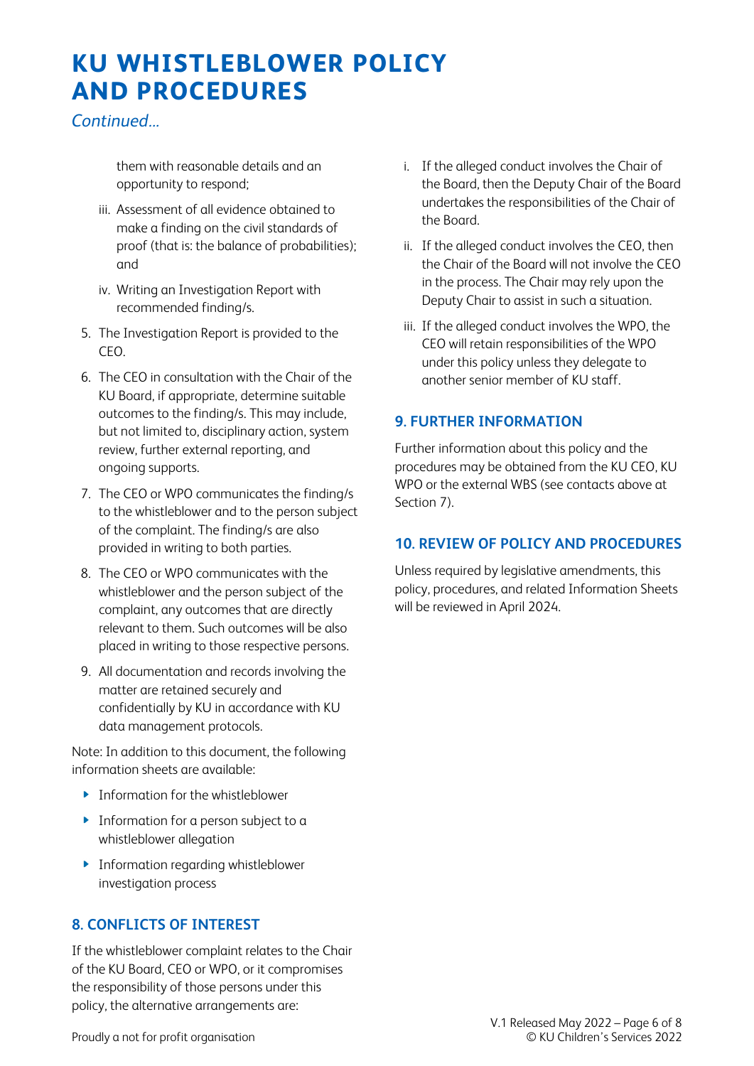# KU WHISTLEBLOWER POLICY AND PROCEDURES

*Continued…*

   them with reasonable details and an opportunity to respond;

   iii. Assessment of all evidence obtained to make a finding on the civil standards of proof (that is: the balance of probabilities); and

   iv. Writing an Investigation Report with recommended finding/s.

5. The Investigation Report is provided to the CEO.
6. The CEO in consultation with the Chair of the KU Board, if appropriate, determine suitable outcomes to the finding/s. This may include, but not limited to, disciplinary action, system review, further external reporting, and ongoing supports.
7. The CEO or WPO communicates the finding/s to the whistleblower and to the person subject of the complaint. The finding/s are also provided in writing to both parties.
8. The CEO or WPO communicates with the whistleblower and the person subject of the complaint, any outcomes that are directly relevant to them. Such outcomes will be also placed in writing to those respective persons.
9. All documentation and records involving the matter are retained securely and confidentially by KU in accordance with KU data management protocols.

Note: In addition to this document, the following information sheets are available:

- Information for the whistleblower
- Information for a person subject to a whistleblower allegation
- Information regarding whistleblower investigation process

## 8. CONFLICTS OF INTEREST

If the whistleblower complaint relates to the Chair of the KU Board, CEO or WPO, or it compromises the responsibility of those persons under this policy, the alternative arrangements are:

i. If the alleged conduct involves the Chair of the Board, then the Deputy Chair of the Board undertakes the responsibilities of the Chair of the Board.

ii. If the alleged conduct involves the CEO, then the Chair of the Board will not involve the CEO in the process. The Chair may rely upon the Deputy Chair to assist in such a situation.

iii. If the alleged conduct involves the WPO, the CEO will retain responsibilities of the WPO under this policy unless they delegate to another senior member of KU staff.

## 9. FURTHER INFORMATION

Further information about this policy and the procedures may be obtained from the KU CEO, KU WPO or the external WBS (see contacts above at Section 7).

## 10. REVIEW OF POLICY AND PROCEDURES

Unless required by legislative amendments, this policy, procedures, and related Information Sheets will be reviewed in April 2024.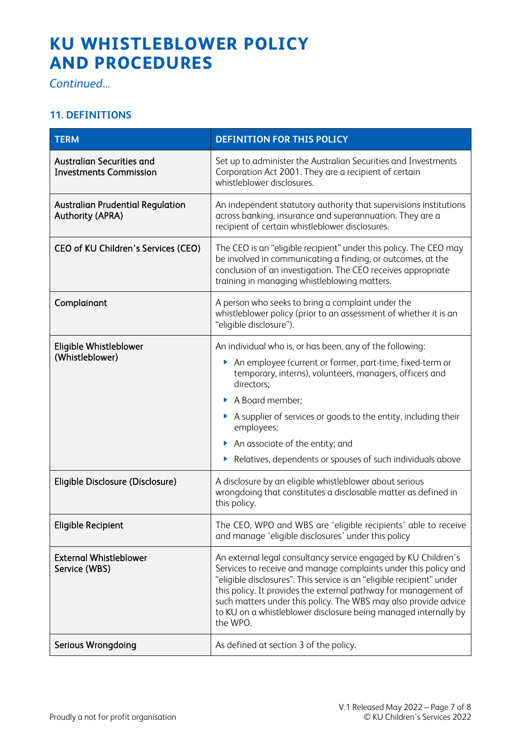# KU WHISTLEBLOWER POLICY AND PROCEDURES

*Continued…*

### 11. DEFINITIONS

| TERM | DEFINITION FOR THIS POLICY |
|---|---|
| Australian Securities and Investments Commission | Set up to administer the Australian Securities and Investments Corporation Act 2001. They are a recipient of certain whistleblower disclosures. |
| Australian Prudential Regulation Authority (APRA) | An independent statutory authority that supervisions institutions across banking, insurance and superannuation. They are a recipient of certain whistleblower disclosures. |
| CEO of KU Children's Services (CEO) | The CEO is an "eligible recipient" under this policy. The CEO may be involved in communicating a finding, or outcomes, at the conclusion of an investigation. The CEO receives appropriate training in managing whistleblowing matters. |
| Complainant | A person who seeks to bring a complaint under the whistleblower policy (prior to an assessment of whether it is an "eligible disclosure"). |
| Eligible Whistleblower (Whistleblower) | An individual who is, or has been, any of the following:<br>• An employee (current or former, part-time, fixed-term or temporary, interns), volunteers, managers, officers and directors;<br>• A Board member;<br>• A supplier of services or goods to the entity, including their employees;<br>• An associate of the entity; and<br>• Relatives, dependents or spouses of such individuals above |
| Eligible Disclosure (Disclosure) | A disclosure by an eligible whistleblower about serious wrongdoing that constitutes a disclosable matter as defined in this policy. |
| Eligible Recipient | The CEO, WPO and WBS are 'eligible recipients' able to receive and manage 'eligible disclosures' under this policy |
| External Whistleblower Service (WBS) | An external legal consultancy service engaged by KU Children's Services to receive and manage complaints under this policy and "eligible disclosures". This service is an "eligible recipient" under this policy. It provides the external pathway for management of such matters under this policy. The WBS may also provide advice to KU on a whistleblower disclosure being managed internally by the WPO. |
| Serious Wrongdoing | As defined at section 3 of the policy. |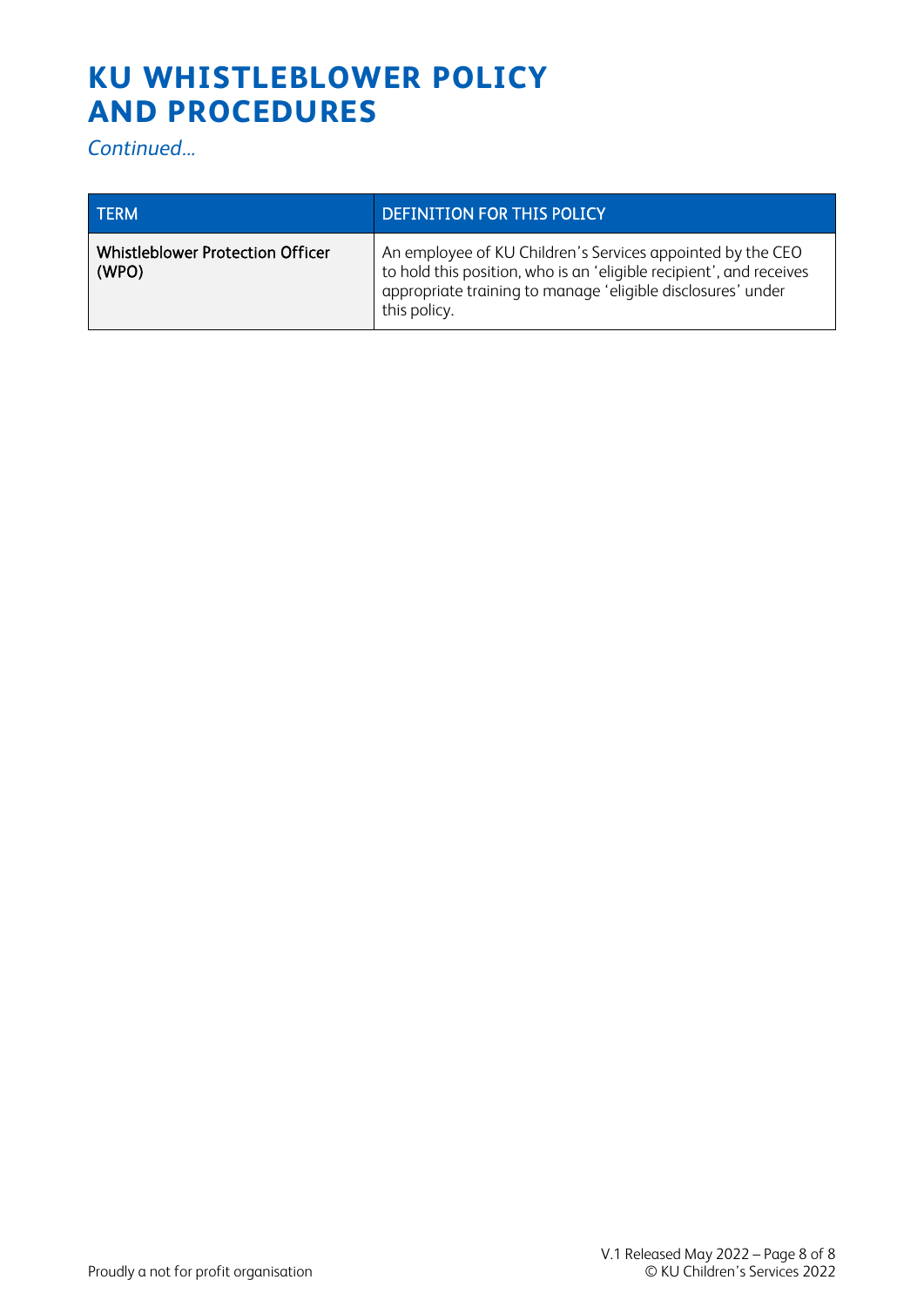# KU WHISTLEBLOWER POLICY AND PROCEDURES

*Continued…*

| TERM | DEFINITION FOR THIS POLICY |
| --- | --- |
| **Whistleblower Protection Officer (WPO)** | An employee of KU Children's Services appointed by the CEO to hold this position, who is an 'eligible recipient', and receives appropriate training to manage 'eligible disclosures' under this policy. |